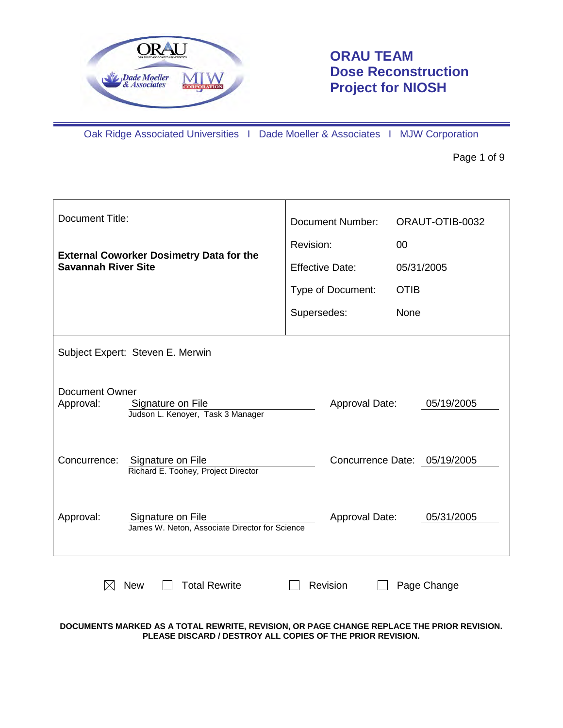# ORAU TEAM
# Dose Reconstruction Project for NIOSH

Oak Ridge Associated Universities I Dade Moeller & Associates I MJW Corporation

| Document Title: | Document Number: | ORAUT-OTIB-0032 |
|---|---|---|
| **External Coworker Dosimetry Data for the Savannah River Site** | Revision: | 00 |
| | Effective Date: | 05/31/2005 |
| | Type of Document: | OTIB |
| | Supersedes: | None |

Subject Expert: Steven E. Merwin

| | | | |
|---|---|---|---|
| Document Owner Approval: | Signature on File<br>Judson L. Kenoyer, Task 3 Manager | Approval Date: | 05/19/2005 |
| Concurrence: | Signature on File<br>Richard E. Toohey, Project Director | Concurrence Date: | 05/19/2005 |
| Approval: | Signature on File<br>James W. Neton, Associate Director for Science | Approval Date: | 05/31/2005 |

☒ New ☐ Total Rewrite ☐ Revision ☐ Page Change

**DOCUMENTS MARKED AS A TOTAL REWRITE, REVISION, OR PAGE CHANGE REPLACE THE PRIOR REVISION. PLEASE DISCARD / DESTROY ALL COPIES OF THE PRIOR REVISION.**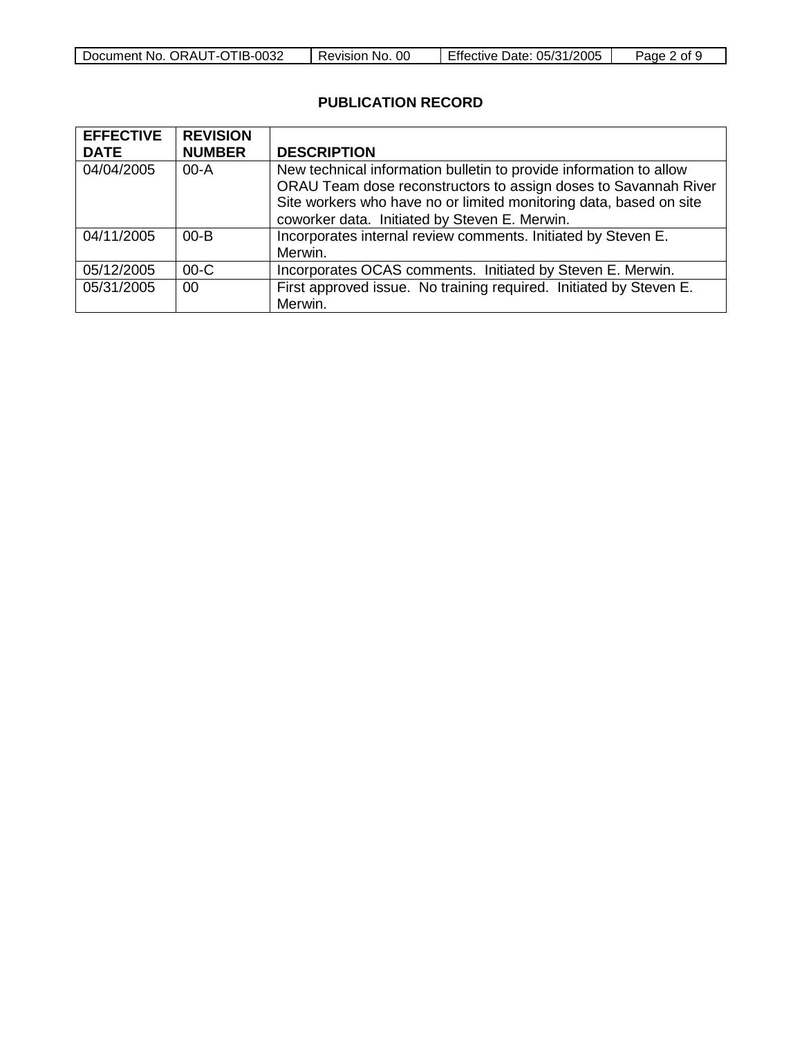## PUBLICATION RECORD

| EFFECTIVE DATE | REVISION NUMBER | DESCRIPTION |
|---|---|---|
| 04/04/2005 | 00-A | New technical information bulletin to provide information to allow ORAU Team dose reconstructors to assign doses to Savannah River Site workers who have no or limited monitoring data, based on site coworker data. Initiated by Steven E. Merwin. |
| 04/11/2005 | 00-B | Incorporates internal review comments. Initiated by Steven E. Merwin. |
| 05/12/2005 | 00-C | Incorporates OCAS comments. Initiated by Steven E. Merwin. |
| 05/31/2005 | 00 | First approved issue. No training required. Initiated by Steven E. Merwin. |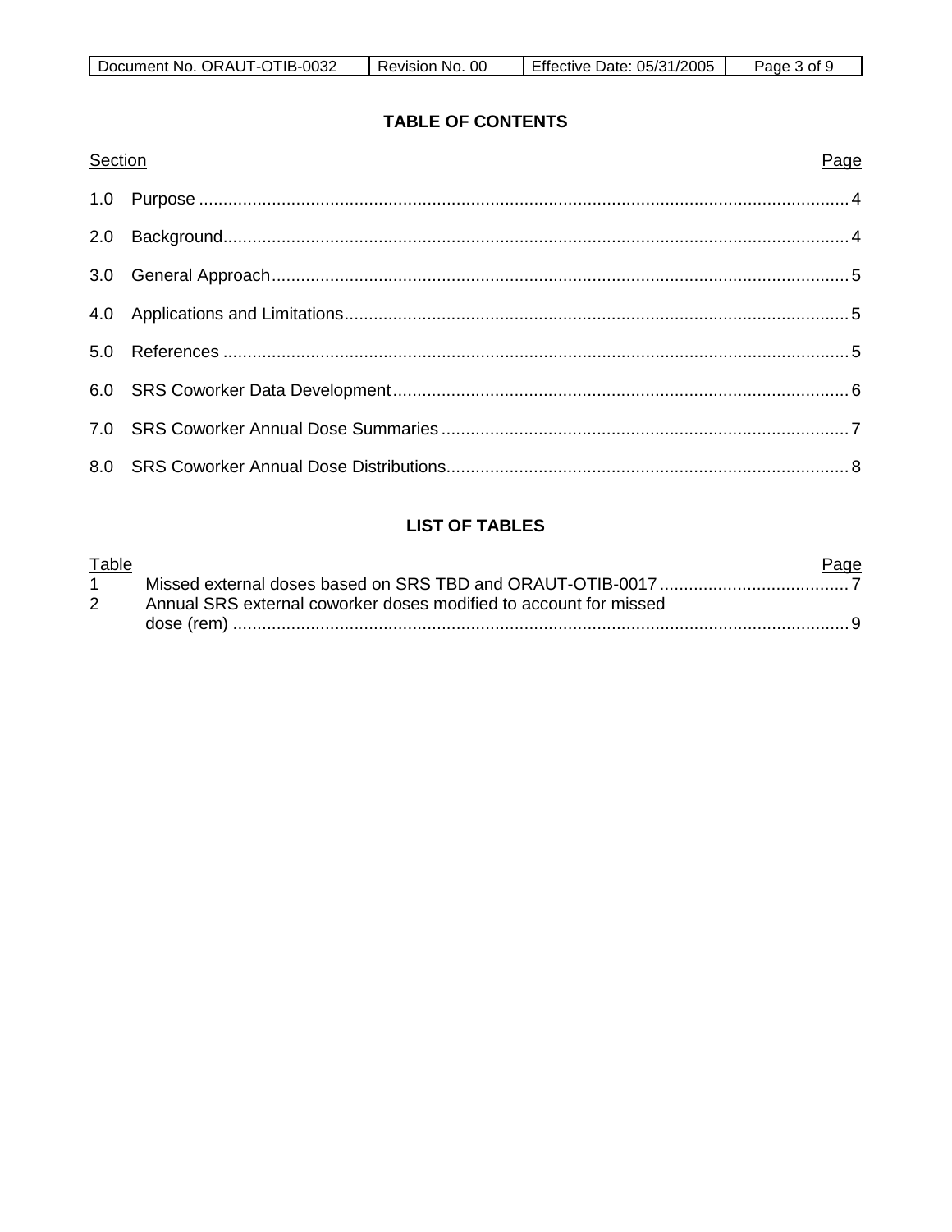## TABLE OF CONTENTS

| Section | | Page |
|---|---|---|
| 1.0 | Purpose | 4 |
| 2.0 | Background | 4 |
| 3.0 | General Approach | 5 |
| 4.0 | Applications and Limitations | 5 |
| 5.0 | References | 5 |
| 6.0 | SRS Coworker Data Development | 6 |
| 7.0 | SRS Coworker Annual Dose Summaries | 7 |
| 8.0 | SRS Coworker Annual Dose Distributions | 8 |

## LIST OF TABLES

| Table | | Page |
|---|---|---|
| 1 | Missed external doses based on SRS TBD and ORAUT-OTIB-0017 | 7 |
| 2 | Annual SRS external coworker doses modified to account for missed dose (rem) | 9 |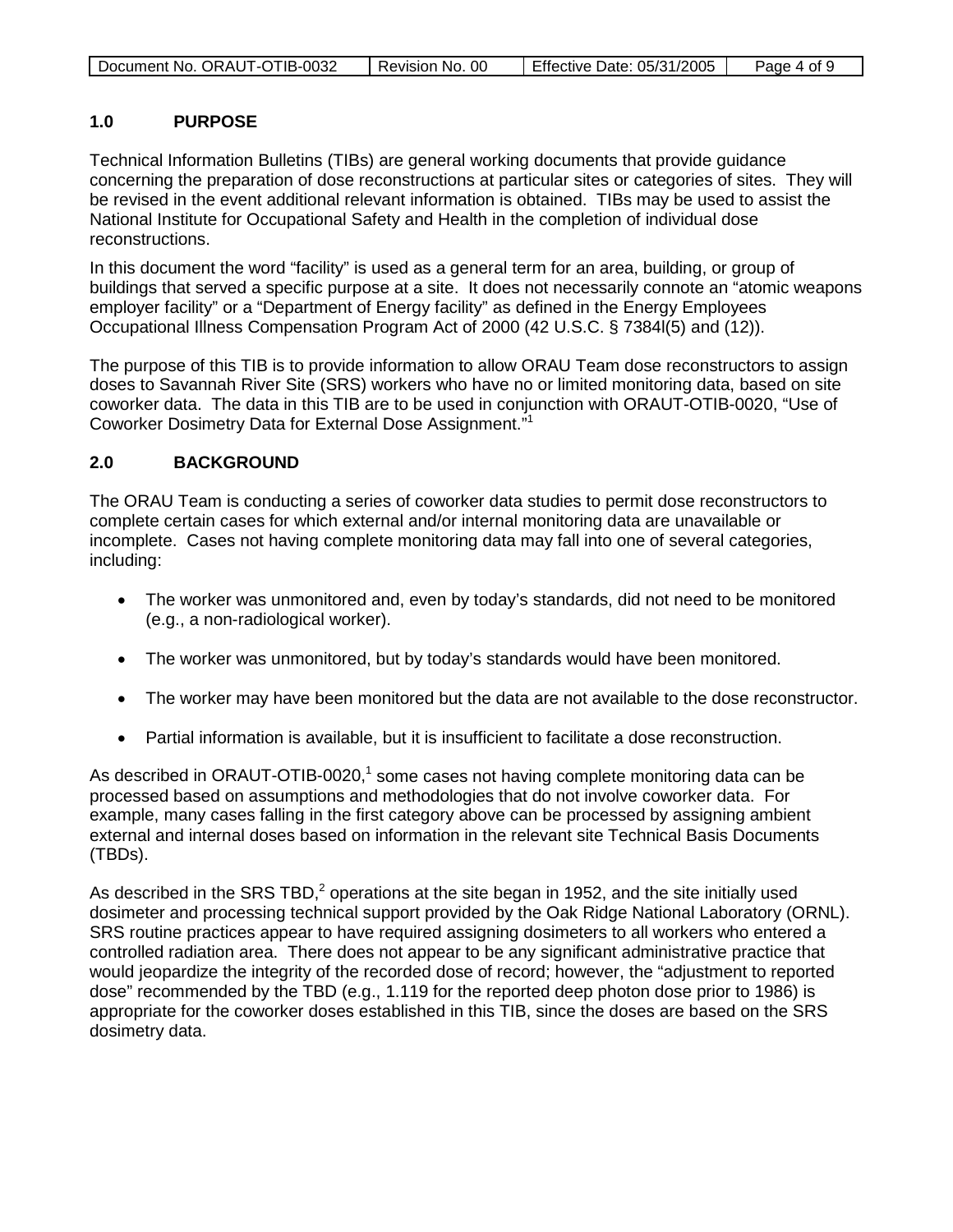## 1.0 PURPOSE

Technical Information Bulletins (TIBs) are general working documents that provide guidance concerning the preparation of dose reconstructions at particular sites or categories of sites. They will be revised in the event additional relevant information is obtained. TIBs may be used to assist the National Institute for Occupational Safety and Health in the completion of individual dose reconstructions.

In this document the word "facility" is used as a general term for an area, building, or group of buildings that served a specific purpose at a site. It does not necessarily connote an "atomic weapons employer facility" or a "Department of Energy facility" as defined in the Energy Employees Occupational Illness Compensation Program Act of 2000 (42 U.S.C. § 7384l(5) and (12)).

The purpose of this TIB is to provide information to allow ORAU Team dose reconstructors to assign doses to Savannah River Site (SRS) workers who have no or limited monitoring data, based on site coworker data. The data in this TIB are to be used in conjunction with ORAUT-OTIB-0020, "Use of Coworker Dosimetry Data for External Dose Assignment."[1]

## 2.0 BACKGROUND

The ORAU Team is conducting a series of coworker data studies to permit dose reconstructors to complete certain cases for which external and/or internal monitoring data are unavailable or incomplete. Cases not having complete monitoring data may fall into one of several categories, including:

- The worker was unmonitored and, even by today's standards, did not need to be monitored (e.g., a non-radiological worker).
- The worker was unmonitored, but by today's standards would have been monitored.
- The worker may have been monitored but the data are not available to the dose reconstructor.
- Partial information is available, but it is insufficient to facilitate a dose reconstruction.

As described in ORAUT-OTIB-0020,[1] some cases not having complete monitoring data can be processed based on assumptions and methodologies that do not involve coworker data. For example, many cases falling in the first category above can be processed by assigning ambient external and internal doses based on information in the relevant site Technical Basis Documents (TBDs).

As described in the SRS TBD,[2] operations at the site began in 1952, and the site initially used dosimeter and processing technical support provided by the Oak Ridge National Laboratory (ORNL). SRS routine practices appear to have required assigning dosimeters to all workers who entered a controlled radiation area. There does not appear to be any significant administrative practice that would jeopardize the integrity of the recorded dose of record; however, the "adjustment to reported dose" recommended by the TBD (e.g., 1.119 for the reported deep photon dose prior to 1986) is appropriate for the coworker doses established in this TIB, since the doses are based on the SRS dosimetry data.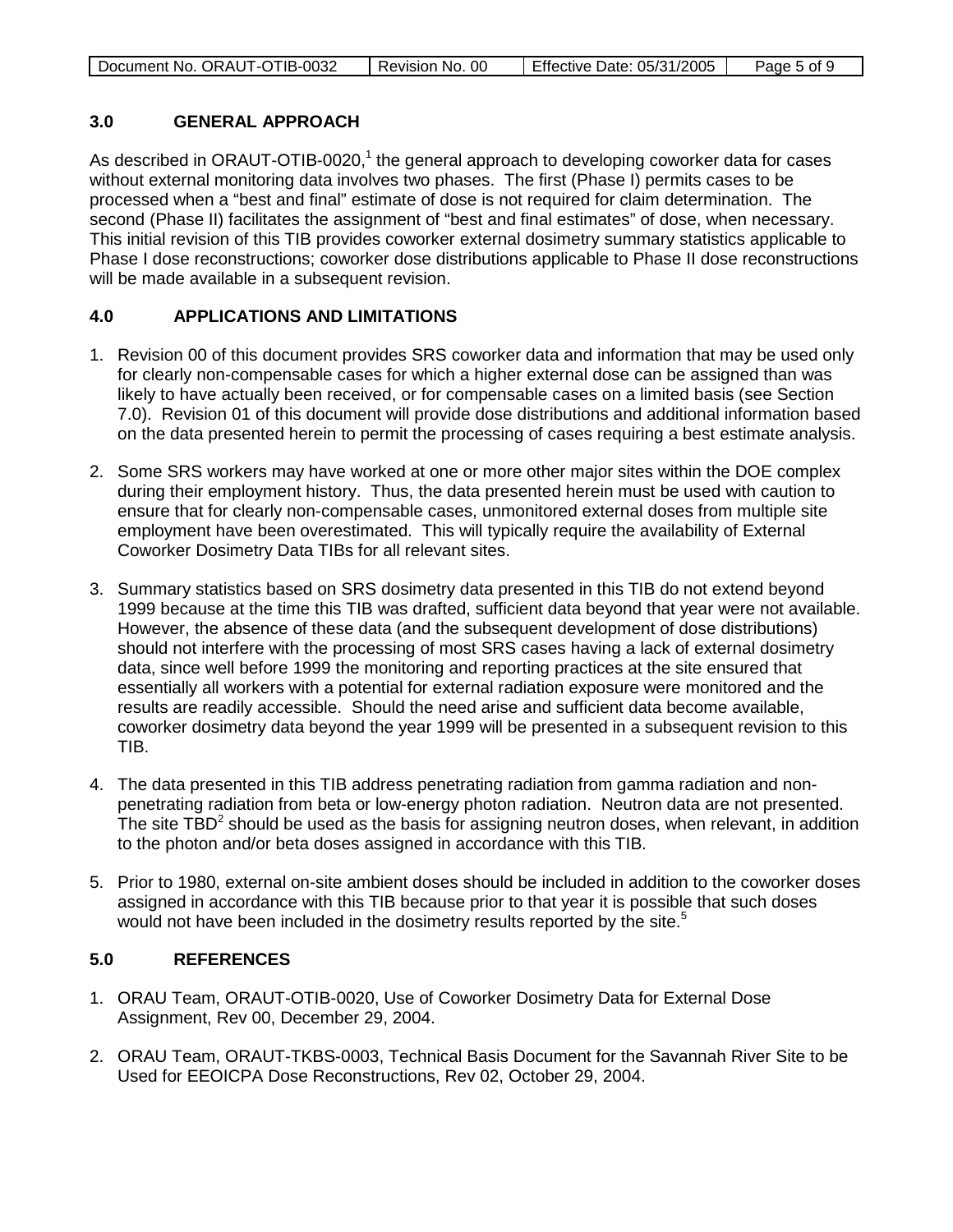## 3.0 GENERAL APPROACH

As described in ORAUT-OTIB-0020,[1] the general approach to developing coworker data for cases without external monitoring data involves two phases. The first (Phase I) permits cases to be processed when a "best and final" estimate of dose is not required for claim determination. The second (Phase II) facilitates the assignment of "best and final estimates" of dose, when necessary. This initial revision of this TIB provides coworker external dosimetry summary statistics applicable to Phase I dose reconstructions; coworker dose distributions applicable to Phase II dose reconstructions will be made available in a subsequent revision.

## 4.0 APPLICATIONS AND LIMITATIONS

1. Revision 00 of this document provides SRS coworker data and information that may be used only for clearly non-compensable cases for which a higher external dose can be assigned than was likely to have actually been received, or for compensable cases on a limited basis (see Section 7.0). Revision 01 of this document will provide dose distributions and additional information based on the data presented herein to permit the processing of cases requiring a best estimate analysis.

2. Some SRS workers may have worked at one or more other major sites within the DOE complex during their employment history. Thus, the data presented herein must be used with caution to ensure that for clearly non-compensable cases, unmonitored external doses from multiple site employment have been overestimated. This will typically require the availability of External Coworker Dosimetry Data TIBs for all relevant sites.

3. Summary statistics based on SRS dosimetry data presented in this TIB do not extend beyond 1999 because at the time this TIB was drafted, sufficient data beyond that year were not available. However, the absence of these data (and the subsequent development of dose distributions) should not interfere with the processing of most SRS cases having a lack of external dosimetry data, since well before 1999 the monitoring and reporting practices at the site ensured that essentially all workers with a potential for external radiation exposure were monitored and the results are readily accessible. Should the need arise and sufficient data become available, coworker dosimetry data beyond the year 1999 will be presented in a subsequent revision to this TIB.

4. The data presented in this TIB address penetrating radiation from gamma radiation and non-penetrating radiation from beta or low-energy photon radiation. Neutron data are not presented. The site TBD[2] should be used as the basis for assigning neutron doses, when relevant, in addition to the photon and/or beta doses assigned in accordance with this TIB.

5. Prior to 1980, external on-site ambient doses should be included in addition to the coworker doses assigned in accordance with this TIB because prior to that year it is possible that such doses would not have been included in the dosimetry results reported by the site.[5]

## 5.0 REFERENCES

1. ORAU Team, ORAUT-OTIB-0020, Use of Coworker Dosimetry Data for External Dose Assignment, Rev 00, December 29, 2004.

2. ORAU Team, ORAUT-TKBS-0003, Technical Basis Document for the Savannah River Site to be Used for EEOICPA Dose Reconstructions, Rev 02, October 29, 2004.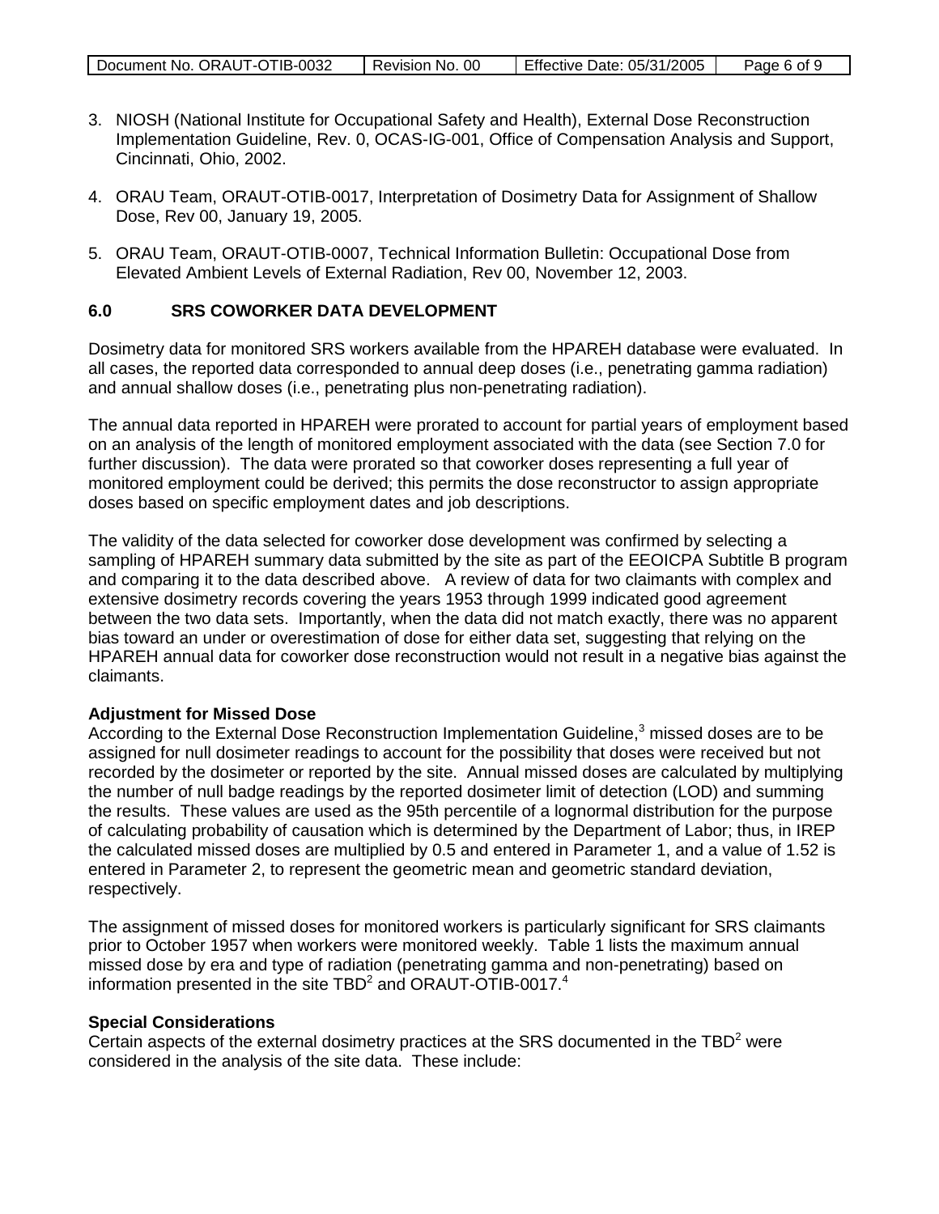3. NIOSH (National Institute for Occupational Safety and Health), External Dose Reconstruction Implementation Guideline, Rev. 0, OCAS-IG-001, Office of Compensation Analysis and Support, Cincinnati, Ohio, 2002.

4. ORAU Team, ORAUT-OTIB-0017, Interpretation of Dosimetry Data for Assignment of Shallow Dose, Rev 00, January 19, 2005.

5. ORAU Team, ORAUT-OTIB-0007, Technical Information Bulletin: Occupational Dose from Elevated Ambient Levels of External Radiation, Rev 00, November 12, 2003.

## 6.0 SRS COWORKER DATA DEVELOPMENT

Dosimetry data for monitored SRS workers available from the HPAREH database were evaluated. In all cases, the reported data corresponded to annual deep doses (i.e., penetrating gamma radiation) and annual shallow doses (i.e., penetrating plus non-penetrating radiation).

The annual data reported in HPAREH were prorated to account for partial years of employment based on an analysis of the length of monitored employment associated with the data (see Section 7.0 for further discussion). The data were prorated so that coworker doses representing a full year of monitored employment could be derived; this permits the dose reconstructor to assign appropriate doses based on specific employment dates and job descriptions.

The validity of the data selected for coworker dose development was confirmed by selecting a sampling of HPAREH summary data submitted by the site as part of the EEOICPA Subtitle B program and comparing it to the data described above. A review of data for two claimants with complex and extensive dosimetry records covering the years 1953 through 1999 indicated good agreement between the two data sets. Importantly, when the data did not match exactly, there was no apparent bias toward an under or overestimation of dose for either data set, suggesting that relying on the HPAREH annual data for coworker dose reconstruction would not result in a negative bias against the claimants.

**Adjustment for Missed Dose**

According to the External Dose Reconstruction Implementation Guideline,[3] missed doses are to be assigned for null dosimeter readings to account for the possibility that doses were received but not recorded by the dosimeter or reported by the site. Annual missed doses are calculated by multiplying the number of null badge readings by the reported dosimeter limit of detection (LOD) and summing the results. These values are used as the 95th percentile of a lognormal distribution for the purpose of calculating probability of causation which is determined by the Department of Labor; thus, in IREP the calculated missed doses are multiplied by 0.5 and entered in Parameter 1, and a value of 1.52 is entered in Parameter 2, to represent the geometric mean and geometric standard deviation, respectively.

The assignment of missed doses for monitored workers is particularly significant for SRS claimants prior to October 1957 when workers were monitored weekly. Table 1 lists the maximum annual missed dose by era and type of radiation (penetrating gamma and non-penetrating) based on information presented in the site TBD[2] and ORAUT-OTIB-0017.[4]

**Special Considerations**

Certain aspects of the external dosimetry practices at the SRS documented in the TBD[2] were considered in the analysis of the site data. These include: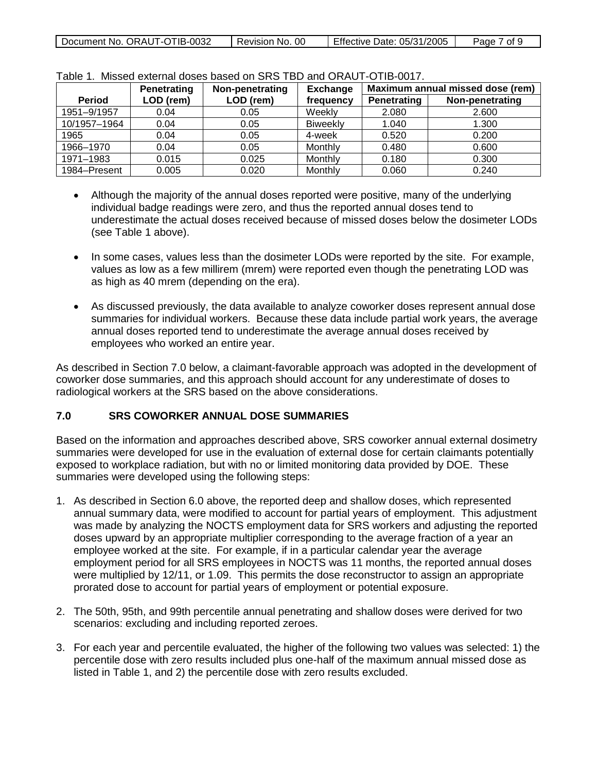Table 1. Missed external doses based on SRS TBD and ORAUT-OTIB-0017.

| Period | Penetrating LOD (rem) | Non-penetrating LOD (rem) | Exchange frequency | Maximum annual missed dose (rem) | |
|---|---|---|---|---|---|
| | | | | Penetrating | Non-penetrating |
| 1951–9/1957 | 0.04 | 0.05 | Weekly | 2.080 | 2.600 |
| 10/1957–1964 | 0.04 | 0.05 | Biweekly | 1.040 | 1.300 |
| 1965 | 0.04 | 0.05 | 4-week | 0.520 | 0.200 |
| 1966–1970 | 0.04 | 0.05 | Monthly | 0.480 | 0.600 |
| 1971–1983 | 0.015 | 0.025 | Monthly | 0.180 | 0.300 |
| 1984–Present | 0.005 | 0.020 | Monthly | 0.060 | 0.240 |

- Although the majority of the annual doses reported were positive, many of the underlying individual badge readings were zero, and thus the reported annual doses tend to underestimate the actual doses received because of missed doses below the dosimeter LODs (see Table 1 above).

- In some cases, values less than the dosimeter LODs were reported by the site. For example, values as low as a few millirem (mrem) were reported even though the penetrating LOD was as high as 40 mrem (depending on the era).

- As discussed previously, the data available to analyze coworker doses represent annual dose summaries for individual workers. Because these data include partial work years, the average annual doses reported tend to underestimate the average annual doses received by employees who worked an entire year.

As described in Section 7.0 below, a claimant-favorable approach was adopted in the development of coworker dose summaries, and this approach should account for any underestimate of doses to radiological workers at the SRS based on the above considerations.

## 7.0 SRS COWORKER ANNUAL DOSE SUMMARIES

Based on the information and approaches described above, SRS coworker annual external dosimetry summaries were developed for use in the evaluation of external dose for certain claimants potentially exposed to workplace radiation, but with no or limited monitoring data provided by DOE. These summaries were developed using the following steps:

1. As described in Section 6.0 above, the reported deep and shallow doses, which represented annual summary data, were modified to account for partial years of employment. This adjustment was made by analyzing the NOCTS employment data for SRS workers and adjusting the reported doses upward by an appropriate multiplier corresponding to the average fraction of a year an employee worked at the site. For example, if in a particular calendar year the average employment period for all SRS employees in NOCTS was 11 months, the reported annual doses were multiplied by 12/11, or 1.09. This permits the dose reconstructor to assign an appropriate prorated dose to account for partial years of employment or potential exposure.

2. The 50th, 95th, and 99th percentile annual penetrating and shallow doses were derived for two scenarios: excluding and including reported zeroes.

3. For each year and percentile evaluated, the higher of the following two values was selected: 1) the percentile dose with zero results included plus one-half of the maximum annual missed dose as listed in Table 1, and 2) the percentile dose with zero results excluded.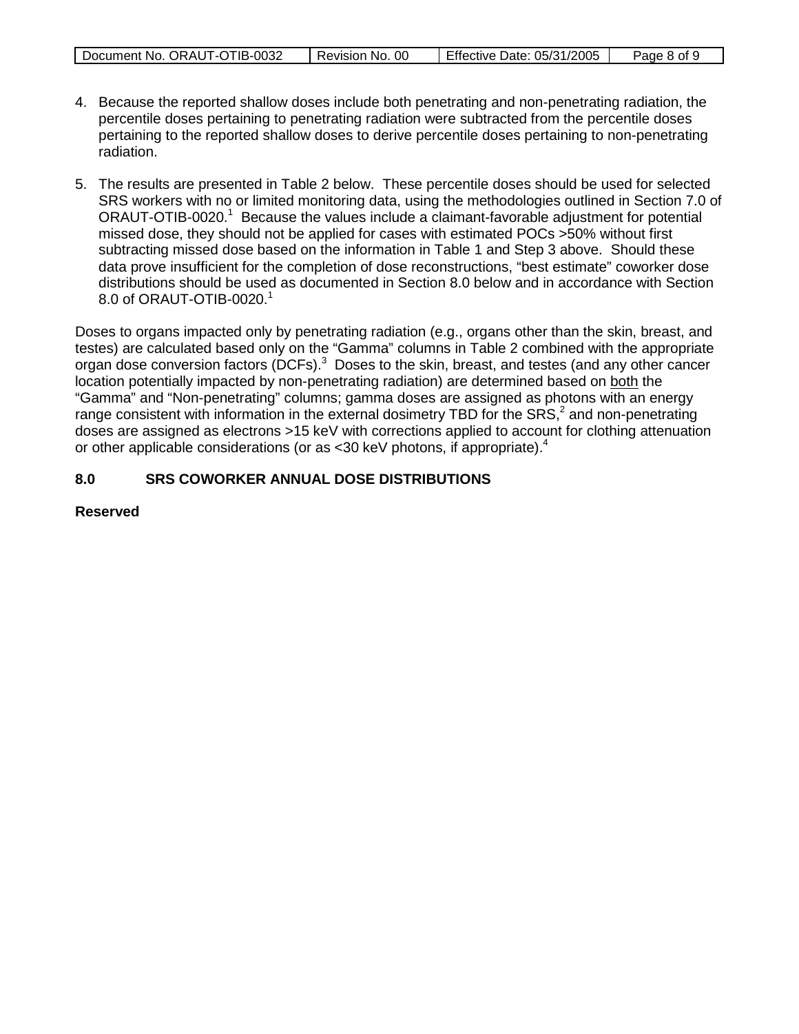4. Because the reported shallow doses include both penetrating and non-penetrating radiation, the percentile doses pertaining to penetrating radiation were subtracted from the percentile doses pertaining to the reported shallow doses to derive percentile doses pertaining to non-penetrating radiation.

5. The results are presented in Table 2 below. These percentile doses should be used for selected SRS workers with no or limited monitoring data, using the methodologies outlined in Section 7.0 of ORAUT-OTIB-0020.[1] Because the values include a claimant-favorable adjustment for potential missed dose, they should not be applied for cases with estimated POCs >50% without first subtracting missed dose based on the information in Table 1 and Step 3 above. Should these data prove insufficient for the completion of dose reconstructions, "best estimate" coworker dose distributions should be used as documented in Section 8.0 below and in accordance with Section 8.0 of ORAUT-OTIB-0020.[1]

Doses to organs impacted only by penetrating radiation (e.g., organs other than the skin, breast, and testes) are calculated based only on the "Gamma" columns in Table 2 combined with the appropriate organ dose conversion factors (DCFs).[3] Doses to the skin, breast, and testes (and any other cancer location potentially impacted by non-penetrating radiation) are determined based on both the "Gamma" and "Non-penetrating" columns; gamma doses are assigned as photons with an energy range consistent with information in the external dosimetry TBD for the SRS,[2] and non-penetrating doses are assigned as electrons >15 keV with corrections applied to account for clothing attenuation or other applicable considerations (or as <30 keV photons, if appropriate).[4]

## 8.0 SRS COWORKER ANNUAL DOSE DISTRIBUTIONS

**Reserved**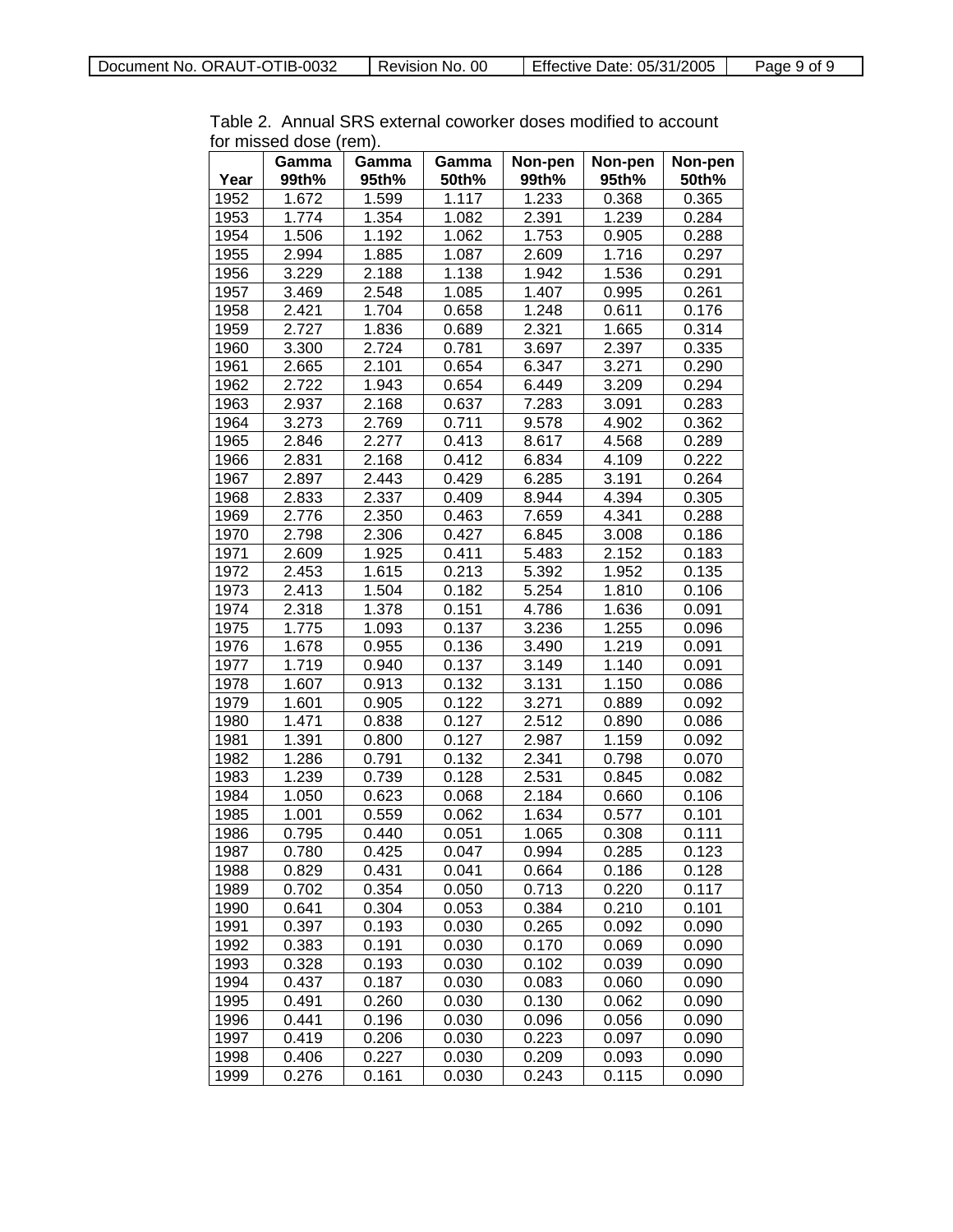Table 2. Annual SRS external coworker doses modified to account for missed dose (rem).

| Year | Gamma 99th% | Gamma 95th% | Gamma 50th% | Non-pen 99th% | Non-pen 95th% | Non-pen 50th% |
|---|---|---|---|---|---|---|
| 1952 | 1.672 | 1.599 | 1.117 | 1.233 | 0.368 | 0.365 |
| 1953 | 1.774 | 1.354 | 1.082 | 2.391 | 1.239 | 0.284 |
| 1954 | 1.506 | 1.192 | 1.062 | 1.753 | 0.905 | 0.288 |
| 1955 | 2.994 | 1.885 | 1.087 | 2.609 | 1.716 | 0.297 |
| 1956 | 3.229 | 2.188 | 1.138 | 1.942 | 1.536 | 0.291 |
| 1957 | 3.469 | 2.548 | 1.085 | 1.407 | 0.995 | 0.261 |
| 1958 | 2.421 | 1.704 | 0.658 | 1.248 | 0.611 | 0.176 |
| 1959 | 2.727 | 1.836 | 0.689 | 2.321 | 1.665 | 0.314 |
| 1960 | 3.300 | 2.724 | 0.781 | 3.697 | 2.397 | 0.335 |
| 1961 | 2.665 | 2.101 | 0.654 | 6.347 | 3.271 | 0.290 |
| 1962 | 2.722 | 1.943 | 0.654 | 6.449 | 3.209 | 0.294 |
| 1963 | 2.937 | 2.168 | 0.637 | 7.283 | 3.091 | 0.283 |
| 1964 | 3.273 | 2.769 | 0.711 | 9.578 | 4.902 | 0.362 |
| 1965 | 2.846 | 2.277 | 0.413 | 8.617 | 4.568 | 0.289 |
| 1966 | 2.831 | 2.168 | 0.412 | 6.834 | 4.109 | 0.222 |
| 1967 | 2.897 | 2.443 | 0.429 | 6.285 | 3.191 | 0.264 |
| 1968 | 2.833 | 2.337 | 0.409 | 8.944 | 4.394 | 0.305 |
| 1969 | 2.776 | 2.350 | 0.463 | 7.659 | 4.341 | 0.288 |
| 1970 | 2.798 | 2.306 | 0.427 | 6.845 | 3.008 | 0.186 |
| 1971 | 2.609 | 1.925 | 0.411 | 5.483 | 2.152 | 0.183 |
| 1972 | 2.453 | 1.615 | 0.213 | 5.392 | 1.952 | 0.135 |
| 1973 | 2.413 | 1.504 | 0.182 | 5.254 | 1.810 | 0.106 |
| 1974 | 2.318 | 1.378 | 0.151 | 4.786 | 1.636 | 0.091 |
| 1975 | 1.775 | 1.093 | 0.137 | 3.236 | 1.255 | 0.096 |
| 1976 | 1.678 | 0.955 | 0.136 | 3.490 | 1.219 | 0.091 |
| 1977 | 1.719 | 0.940 | 0.137 | 3.149 | 1.140 | 0.091 |
| 1978 | 1.607 | 0.913 | 0.132 | 3.131 | 1.150 | 0.086 |
| 1979 | 1.601 | 0.905 | 0.122 | 3.271 | 0.889 | 0.092 |
| 1980 | 1.471 | 0.838 | 0.127 | 2.512 | 0.890 | 0.086 |
| 1981 | 1.391 | 0.800 | 0.127 | 2.987 | 1.159 | 0.092 |
| 1982 | 1.286 | 0.791 | 0.132 | 2.341 | 0.798 | 0.070 |
| 1983 | 1.239 | 0.739 | 0.128 | 2.531 | 0.845 | 0.082 |
| 1984 | 1.050 | 0.623 | 0.068 | 2.184 | 0.660 | 0.106 |
| 1985 | 1.001 | 0.559 | 0.062 | 1.634 | 0.577 | 0.101 |
| 1986 | 0.795 | 0.440 | 0.051 | 1.065 | 0.308 | 0.111 |
| 1987 | 0.780 | 0.425 | 0.047 | 0.994 | 0.285 | 0.123 |
| 1988 | 0.829 | 0.431 | 0.041 | 0.664 | 0.186 | 0.128 |
| 1989 | 0.702 | 0.354 | 0.050 | 0.713 | 0.220 | 0.117 |
| 1990 | 0.641 | 0.304 | 0.053 | 0.384 | 0.210 | 0.101 |
| 1991 | 0.397 | 0.193 | 0.030 | 0.265 | 0.092 | 0.090 |
| 1992 | 0.383 | 0.191 | 0.030 | 0.170 | 0.069 | 0.090 |
| 1993 | 0.328 | 0.193 | 0.030 | 0.102 | 0.039 | 0.090 |
| 1994 | 0.437 | 0.187 | 0.030 | 0.083 | 0.060 | 0.090 |
| 1995 | 0.491 | 0.260 | 0.030 | 0.130 | 0.062 | 0.090 |
| 1996 | 0.441 | 0.196 | 0.030 | 0.096 | 0.056 | 0.090 |
| 1997 | 0.419 | 0.206 | 0.030 | 0.223 | 0.097 | 0.090 |
| 1998 | 0.406 | 0.227 | 0.030 | 0.209 | 0.093 | 0.090 |
| 1999 | 0.276 | 0.161 | 0.030 | 0.243 | 0.115 | 0.090 |